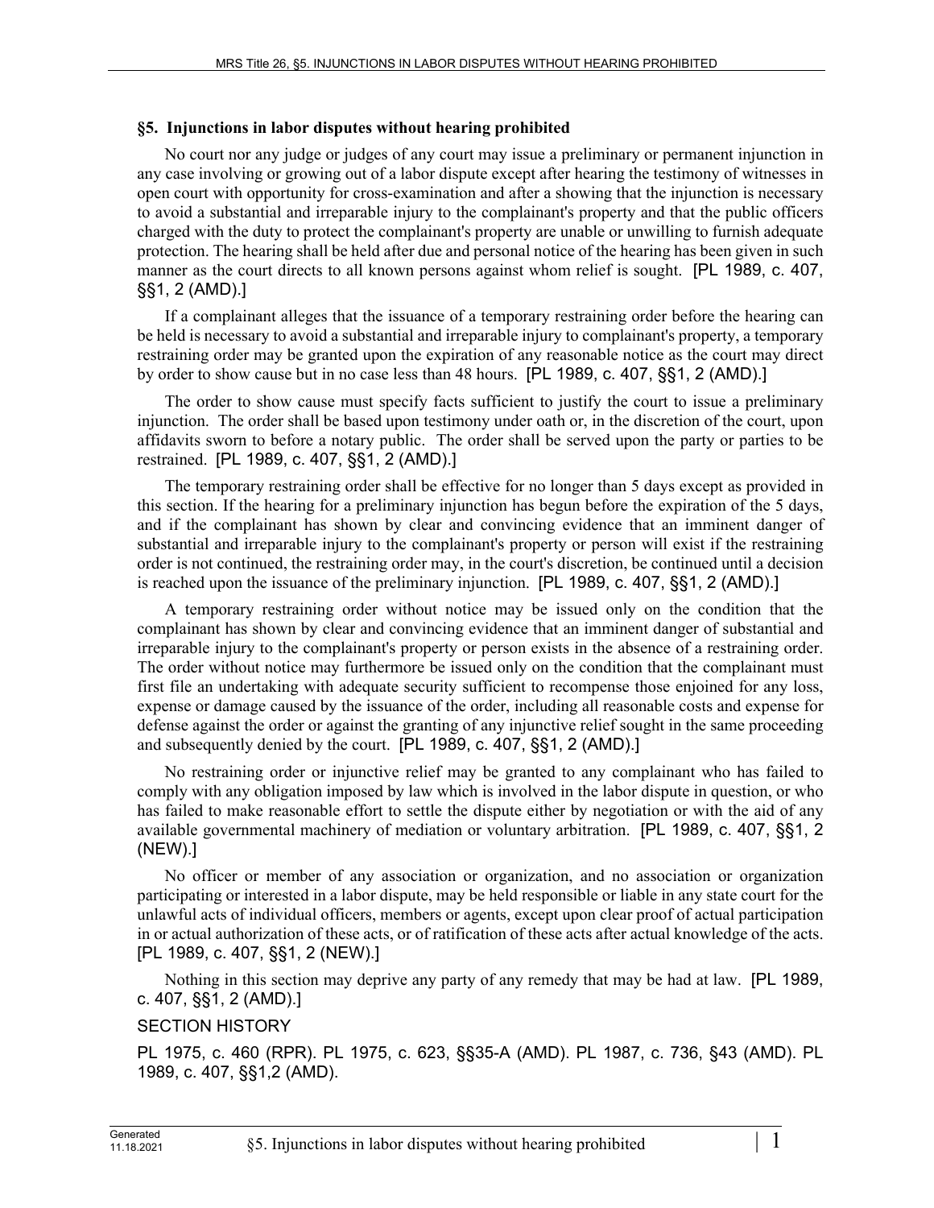### §5. Injunctions in labor disputes without hearing prohibited

No court nor any judge or judges of any court may issue a preliminary or permanent injunction in any case involving or growing out of a labor dispute except after hearing the testimony of witnesses in open court with opportunity for cross-examination and after a showing that the injunction is necessary to avoid a substantial and irreparable injury to the complainant's property and that the public officers charged with the duty to protect the complainant's property are unable or unwilling to furnish adequate protection. The hearing shall be held after due and personal notice of the hearing has been given in such manner as the court directs to all known persons against whom relief is sought. [PL 1989, c. 407, §§1, 2 (AMD).]

If a complainant alleges that the issuance of a temporary restraining order before the hearing can be held is necessary to avoid a substantial and irreparable injury to complainant's property, a temporary restraining order may be granted upon the expiration of any reasonable notice as the court may direct by order to show cause but in no case less than 48 hours. [PL 1989, c. 407, §§1, 2 (AMD).]

The order to show cause must specify facts sufficient to justify the court to issue a preliminary injunction. The order shall be based upon testimony under oath or, in the discretion of the court, upon affidavits sworn to before a notary public. The order shall be served upon the party or parties to be restrained. [PL 1989, c. 407, §§1, 2 (AMD).]

The temporary restraining order shall be effective for no longer than 5 days except as provided in this section. If the hearing for a preliminary injunction has begun before the expiration of the 5 days, and if the complainant has shown by clear and convincing evidence that an imminent danger of substantial and irreparable injury to the complainant's property or person will exist if the restraining order is not continued, the restraining order may, in the court's discretion, be continued until a decision is reached upon the issuance of the preliminary injunction. [PL 1989, c. 407, §§1, 2 (AMD).]

A temporary restraining order without notice may be issued only on the condition that the complainant has shown by clear and convincing evidence that an imminent danger of substantial and irreparable injury to the complainant's property or person exists in the absence of a restraining order. The order without notice may furthermore be issued only on the condition that the complainant must first file an undertaking with adequate security sufficient to recompense those enjoined for any loss, expense or damage caused by the issuance of the order, including all reasonable costs and expense for defense against the order or against the granting of any injunctive relief sought in the same proceeding and subsequently denied by the court. [PL 1989, c. 407, §§1, 2 (AMD).]

No restraining order or injunctive relief may be granted to any complainant who has failed to comply with any obligation imposed by law which is involved in the labor dispute in question, or who has failed to make reasonable effort to settle the dispute either by negotiation or with the aid of any available governmental machinery of mediation or voluntary arbitration. [PL 1989, c. 407, §§1, 2 (NEW).]

No officer or member of any association or organization, and no association or organization participating or interested in a labor dispute, may be held responsible or liable in any state court for the unlawful acts of individual officers, members or agents, except upon clear proof of actual participation in or actual authorization of these acts, or of ratification of these acts after actual knowledge of the acts. [PL 1989, c. 407, §§1, 2 (NEW).]

Nothing in this section may deprive any party of any remedy that may be had at law. [PL 1989, c. 407, §§1, 2 (AMD).]

SECTION HISTORY

PL 1975, c. 460 (RPR). PL 1975, c. 623, §§35-A (AMD). PL 1987, c. 736, §43 (AMD). PL 1989, c. 407, §§1,2 (AMD).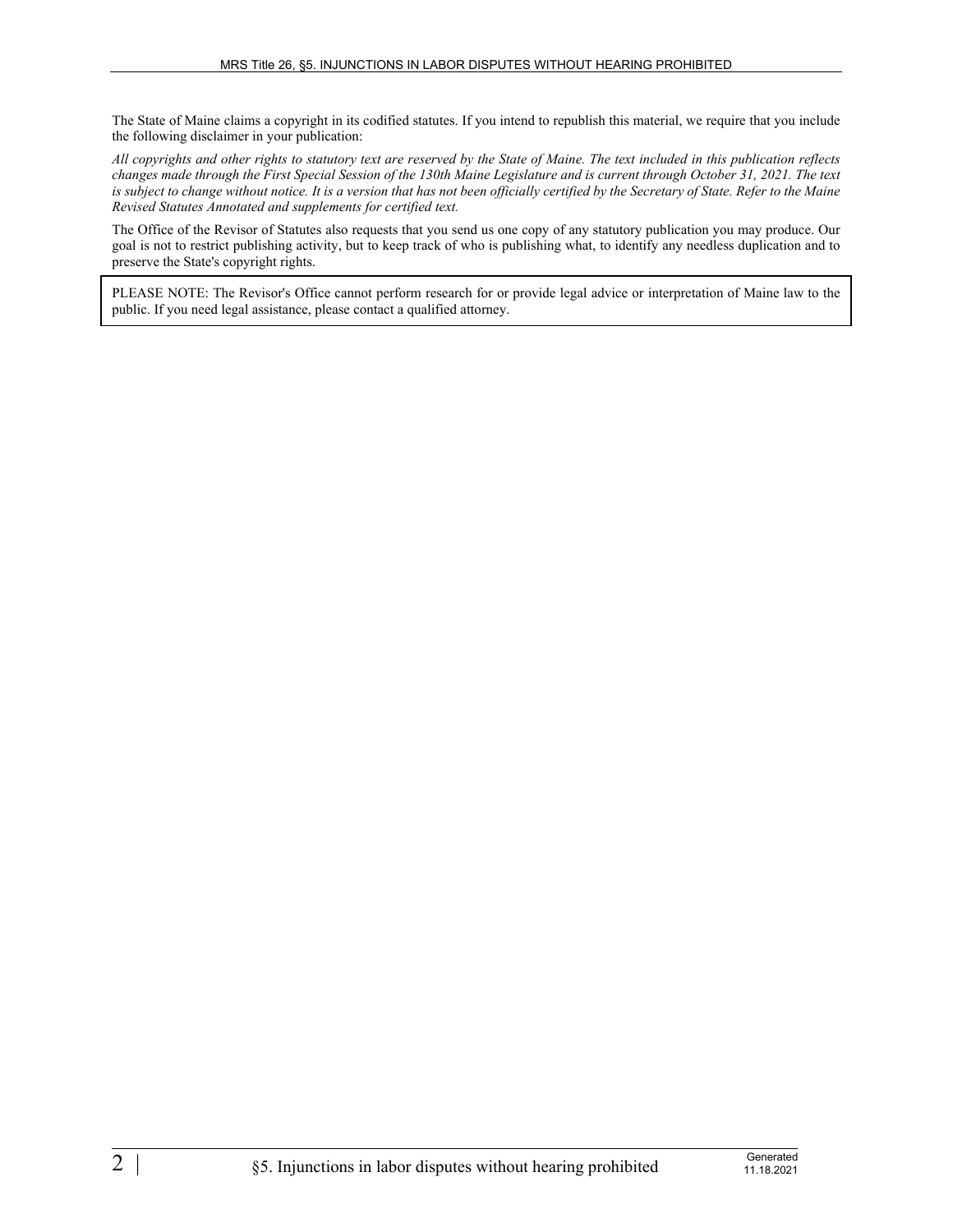The State of Maine claims a copyright in its codified statutes. If you intend to republish this material, we require that you include the following disclaimer in your publication:

*All copyrights and other rights to statutory text are reserved by the State of Maine. The text included in this publication reflects changes made through the First Special Session of the 130th Maine Legislature and is current through October 31, 2021. The text is subject to change without notice. It is a version that has not been officially certified by the Secretary of State. Refer to the Maine Revised Statutes Annotated and supplements for certified text.*

The Office of the Revisor of Statutes also requests that you send us one copy of any statutory publication you may produce. Our goal is not to restrict publishing activity, but to keep track of who is publishing what, to identify any needless duplication and to preserve the State's copyright rights.

PLEASE NOTE: The Revisor's Office cannot perform research for or provide legal advice or interpretation of Maine law to the public. If you need legal assistance, please contact a qualified attorney.